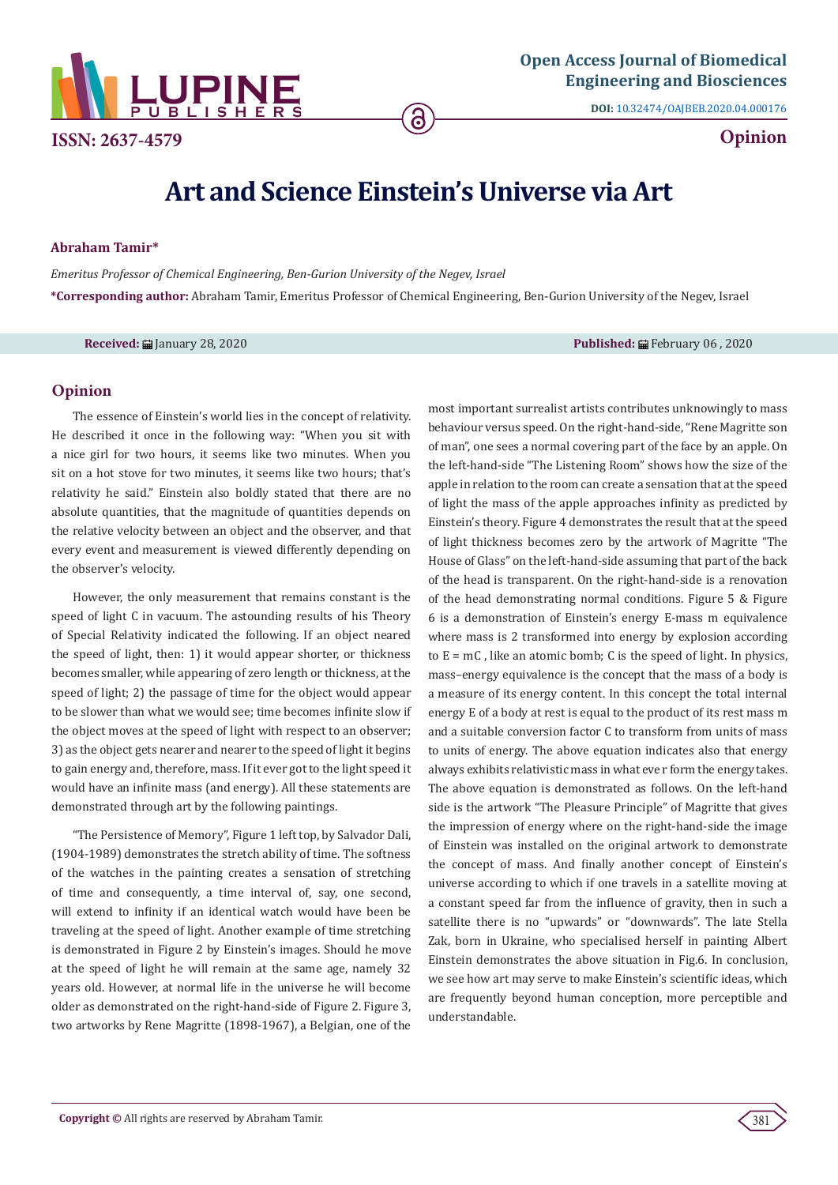Open Access Journal of Biomedical Engineering and Biosciences

DOI: 10.32474/OAJBEB.2020.04.000176

ISSN: 2637-4579

Opinion

# Art and Science Einstein's Universe via Art

**Abraham Tamir***

*Emeritus Professor of Chemical Engineering, Ben-Gurion University of the Negev, Israel*

***Corresponding author:** Abraham Tamir, Emeritus Professor of Chemical Engineering, Ben-Gurion University of the Negev, Israel

**Received:** January 28, 2020 **Published:** February 06 , 2020

## Opinion

The essence of Einstein's world lies in the concept of relativity. He described it once in the following way: "When you sit with a nice girl for two hours, it seems like two minutes. When you sit on a hot stove for two minutes, it seems like two hours; that's relativity he said." Einstein also boldly stated that there are no absolute quantities, that the magnitude of quantities depends on the relative velocity between an object and the observer, and that every event and measurement is viewed differently depending on the observer's velocity.

However, the only measurement that remains constant is the speed of light C in vacuum. The astounding results of his Theory of Special Relativity indicated the following. If an object neared the speed of light, then: 1) it would appear shorter, or thickness becomes smaller, while appearing of zero length or thickness, at the speed of light; 2) the passage of time for the object would appear to be slower than what we would see; time becomes infinite slow if the object moves at the speed of light with respect to an observer; 3) as the object gets nearer and nearer to the speed of light it begins to gain energy and, therefore, mass. If it ever got to the light speed it would have an infinite mass (and energy). All these statements are demonstrated through art by the following paintings.

"The Persistence of Memory", Figure 1 left top, by Salvador Dali, (1904-1989) demonstrates the stretch ability of time. The softness of the watches in the painting creates a sensation of stretching of time and consequently, a time interval of, say, one second, will extend to infinity if an identical watch would have been be traveling at the speed of light. Another example of time stretching is demonstrated in Figure 2 by Einstein's images. Should he move at the speed of light he will remain at the same age, namely 32 years old. However, at normal life in the universe he will become older as demonstrated on the right-hand-side of Figure 2. Figure 3, two artworks by Rene Magritte (1898-1967), a Belgian, one of the most important surrealist artists contributes unknowingly to mass behaviour versus speed. On the right-hand-side, "Rene Magritte son of man", one sees a normal covering part of the face by an apple. On the left-hand-side "The Listening Room" shows how the size of the apple in relation to the room can create a sensation that at the speed of light the mass of the apple approaches infinity as predicted by Einstein's theory. Figure 4 demonstrates the result that at the speed of light thickness becomes zero by the artwork of Magritte "The House of Glass" on the left-hand-side assuming that part of the back of the head is transparent. On the right-hand-side is a renovation of the head demonstrating normal conditions. Figure 5 & Figure 6 is a demonstration of Einstein's energy E-mass m equivalence where mass is 2 transformed into energy by explosion according to E = mC , like an atomic bomb; C is the speed of light. In physics, mass–energy equivalence is the concept that the mass of a body is a measure of its energy content. In this concept the total internal energy E of a body at rest is equal to the product of its rest mass m and a suitable conversion factor C to transform from units of mass to units of energy. The above equation indicates also that energy always exhibits relativistic mass in what eve r form the energy takes. The above equation is demonstrated as follows. On the left-hand side is the artwork "The Pleasure Principle" of Magritte that gives the impression of energy where on the right-hand-side the image of Einstein was installed on the original artwork to demonstrate the concept of mass. And finally another concept of Einstein's universe according to which if one travels in a satellite moving at a constant speed far from the influence of gravity, then in such a satellite there is no "upwards" or "downwards". The late Stella Zak, born in Ukraine, who specialised herself in painting Albert Einstein demonstrates the above situation in Fig.6. In conclusion, we see how art may serve to make Einstein's scientific ideas, which are frequently beyond human conception, more perceptible and understandable.

**Copyright ©** All rights are reserved by Abraham Tamir.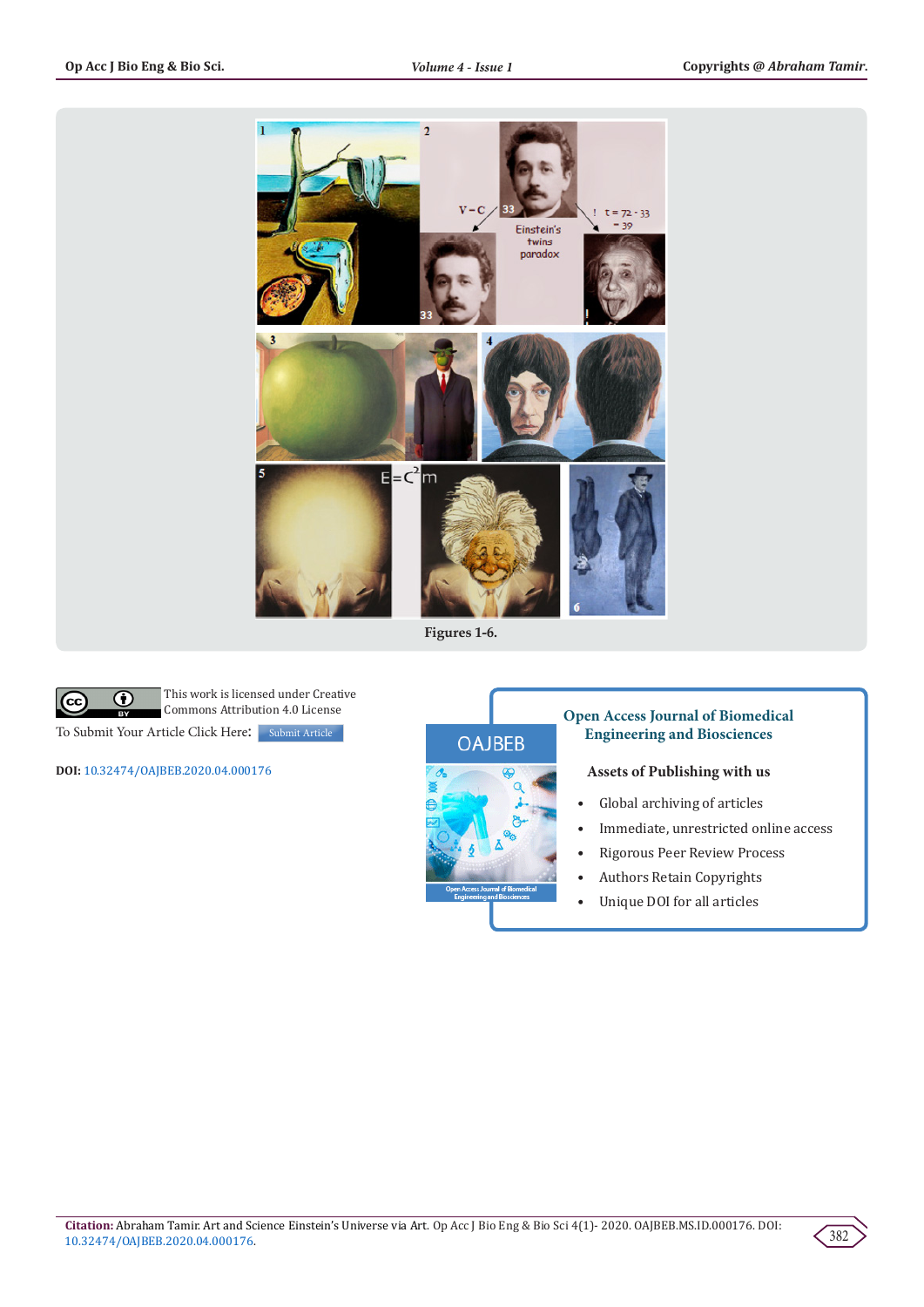Figures 1-6.

This work is licensed under Creative Commons Attribution 4.0 License

To Submit Your Article Click Here: Submit Article

**DOI:** 10.32474/OAJBEB.2020.04.000176

### Open Access Journal of Biomedical Engineering and Biosciences

#### Assets of Publishing with us

- Global archiving of articles
- Immediate, unrestricted online access
- Rigorous Peer Review Process
- Authors Retain Copyrights
- Unique DOI for all articles

**Citation:** Abraham Tamir. Art and Science Einstein's Universe via Art. Op Acc J Bio Eng & Bio Sci 4(1)- 2020. OAJBEB.MS.ID.000176. DOI: 10.32474/OAJBEB.2020.04.000176.